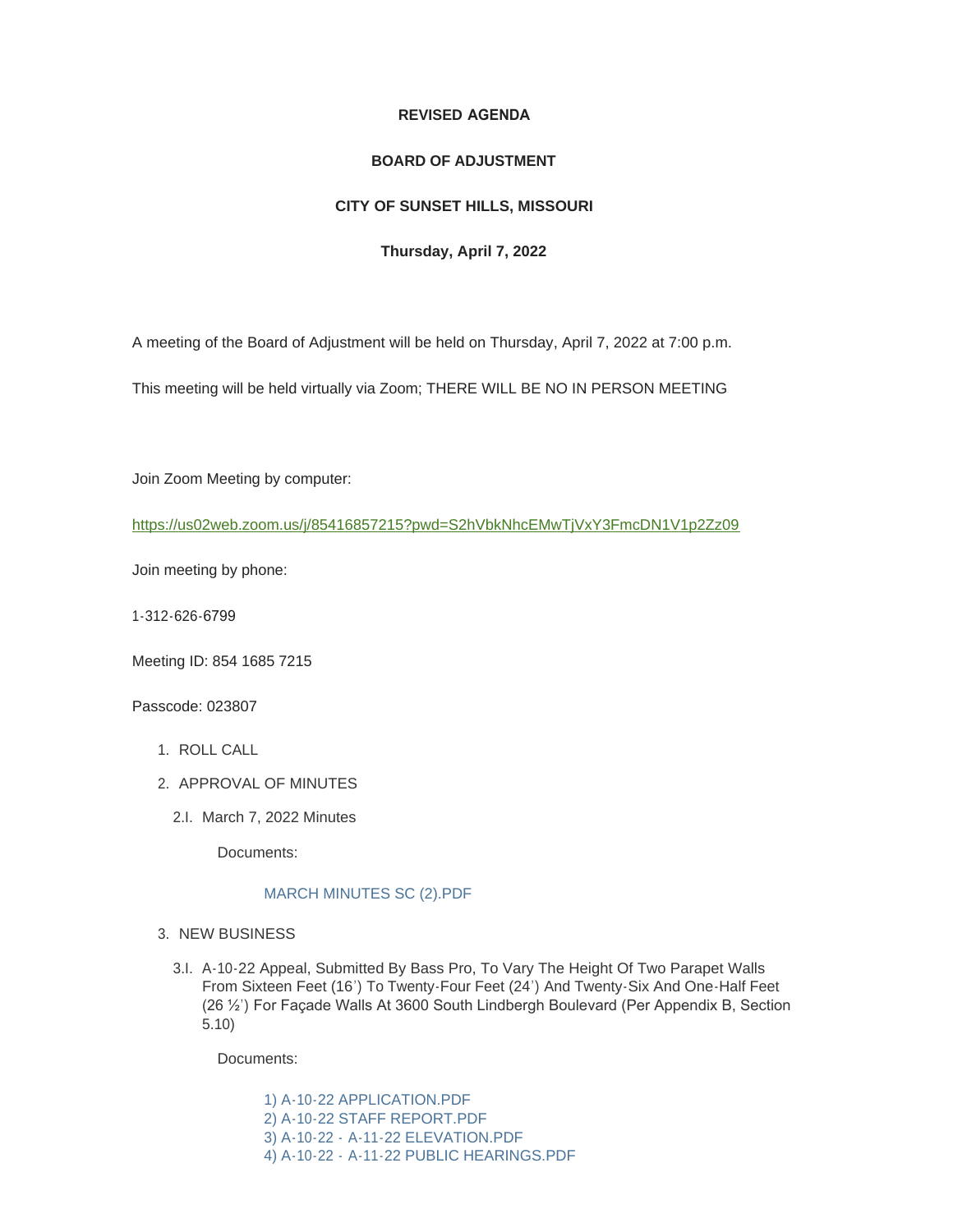**REVISED AGENDA**

**BOARD OF ADJUSTMENT**

**CITY OF SUNSET HILLS, MISSOURI**

**Thursday, April 7, 2022**

A meeting of the Board of Adjustment will be held on Thursday, April 7, 2022 at 7:00 p.m.

This meeting will be held virtually via Zoom; THERE WILL BE NO IN PERSON MEETING

Join Zoom Meeting by computer:

https://us02web.zoom.us/j/85416857215?pwd=S2hVbkNhcEMwTjVxY3FmcDN1V1p2Zz09

Join meeting by phone:

1-312-626-6799

Meeting ID: 854 1685 7215

Passcode: 023807

1. ROLL CALL
2. APPROVAL OF MINUTES
   - 2.I. March 7, 2022 Minutes

     Documents:

     MARCH MINUTES SC (2).PDF
3. NEW BUSINESS
   - 3.I. A-10-22 Appeal, Submitted By Bass Pro, To Vary The Height Of Two Parapet Walls From Sixteen Feet (16') To Twenty-Four Feet (24') And Twenty-Six And One-Half Feet (26 ½') For Façade Walls At 3600 South Lindbergh Boulevard (Per Appendix B, Section 5.10)

     Documents:

     1) A-10-22 APPLICATION.PDF
     2) A-10-22 STAFF REPORT.PDF
     3) A-10-22 - A-11-22 ELEVATION.PDF
     4) A-10-22 - A-11-22 PUBLIC HEARINGS.PDF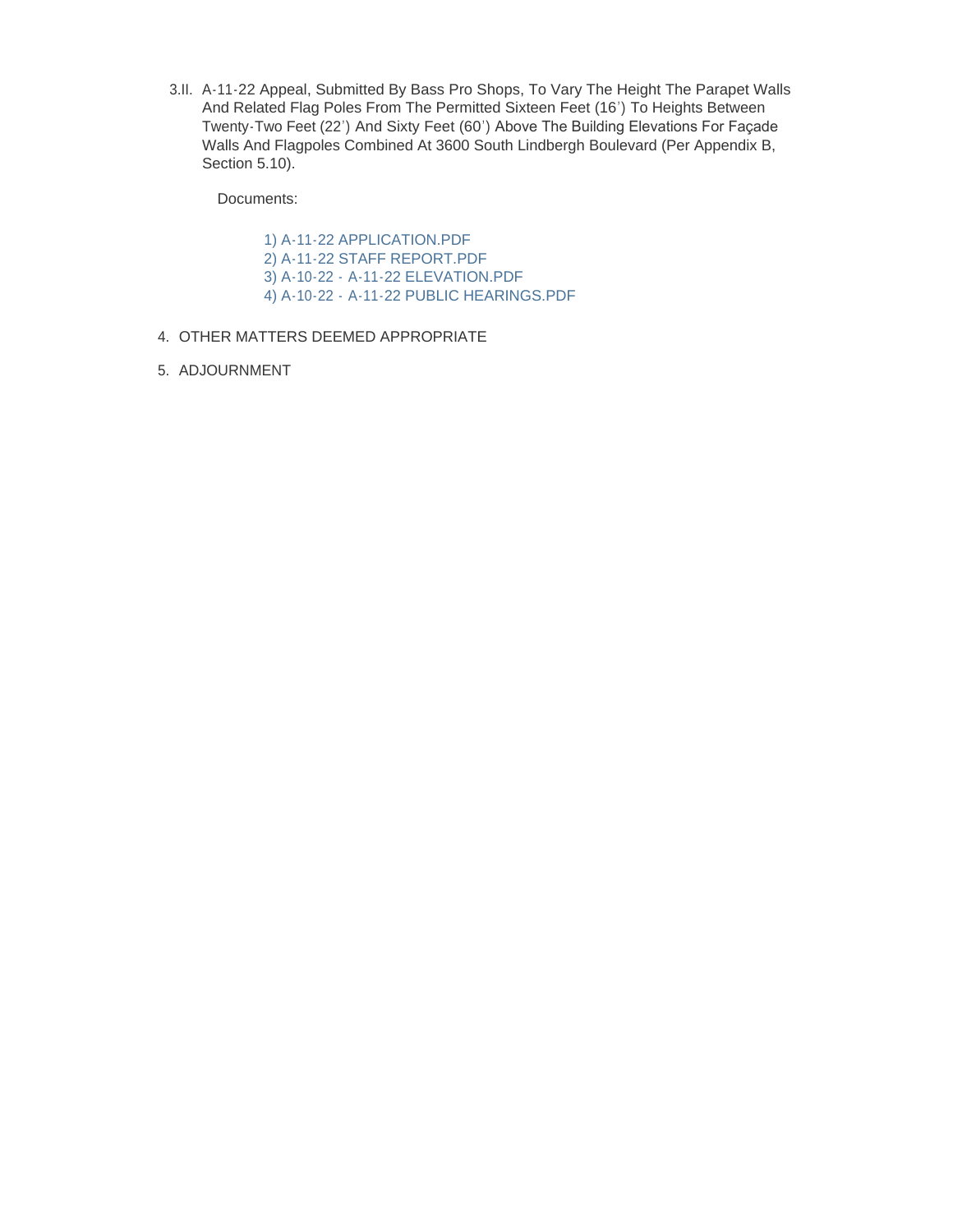3.II. A-11-22 Appeal, Submitted By Bass Pro Shops, To Vary The Height The Parapet Walls And Related Flag Poles From The Permitted Sixteen Feet (16') To Heights Between Twenty-Two Feet (22') And Sixty Feet (60') Above The Building Elevations For Façade Walls And Flagpoles Combined At 3600 South Lindbergh Boulevard (Per Appendix B, Section 5.10).

Documents:

1) A-11-22 APPLICATION.PDF
2) A-11-22 STAFF REPORT.PDF
3) A-10-22 - A-11-22 ELEVATION.PDF
4) A-10-22 - A-11-22 PUBLIC HEARINGS.PDF

4. OTHER MATTERS DEEMED APPROPRIATE

5. ADJOURNMENT